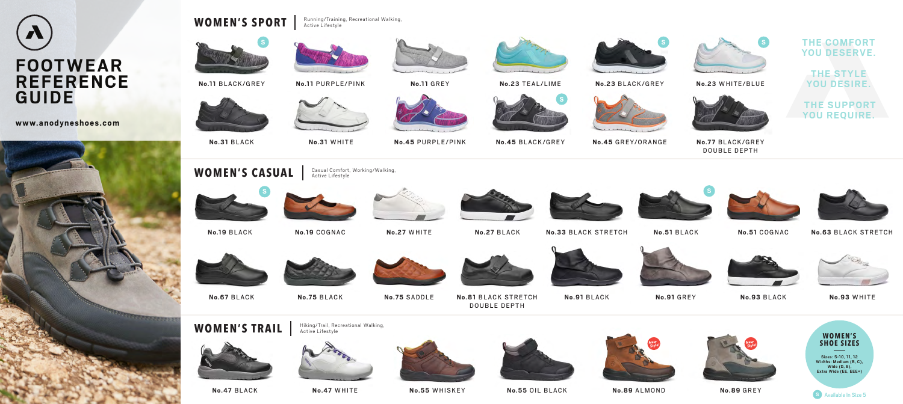# FOOTWEAR REFERENCE GUIDE

www.anodyneshoes.com

## WOMEN'S SPORT

Running/Training, Recreational Walking, Active Lifestyle

- No.11 BLACK/GREY (S)
- No.11 PURPLE/PINK
- No.11 GREY
- No.23 TEAL/LIME
- No.23 BLACK/GREY (S)
- No.23 WHITE/BLUE (S)
- No.31 BLACK
- No.31 WHITE
- No.45 PURPLE/PINK
- No.45 BLACK/GREY (S)
- No.45 GREY/ORANGE
- No.77 BLACK/GREY DOUBLE DEPTH

THE COMFORT YOU DESERVE.

THE STYLE YOU DESIRE.

THE SUPPORT YOU REQUIRE.

## WOMEN'S CASUAL

Casual Comfort, Working/Walking, Active Lifestyle

- No.19 BLACK (S)
- No.19 COGNAC
- No.27 WHITE
- No.27 BLACK
- No.33 BLACK STRETCH
- No.51 BLACK (S)
- No.51 COGNAC
- No.63 BLACK STRETCH
- No.67 BLACK
- No.75 BLACK
- No.75 SADDLE
- No.81 BLACK STRETCH DOUBLE DEPTH
- No.91 BLACK
- No.91 GREY
- No.93 BLACK
- No.93 WHITE

## WOMEN'S TRAIL

Hiking/Trail, Recreational Walking, Active Lifestyle

- No.47 BLACK
- No.47 WHITE
- No.55 WHISKEY
- No.55 OIL BLACK
- No.89 ALMOND (New Style!)
- No.89 GREY (New Style!)

### WOMEN'S SHOE SIZES

Sizes: 5-10, 11, 12
Widths: Medium (B, C), Wide (D, E), Extra Wide (EE, EEE+)

S Available In Size 5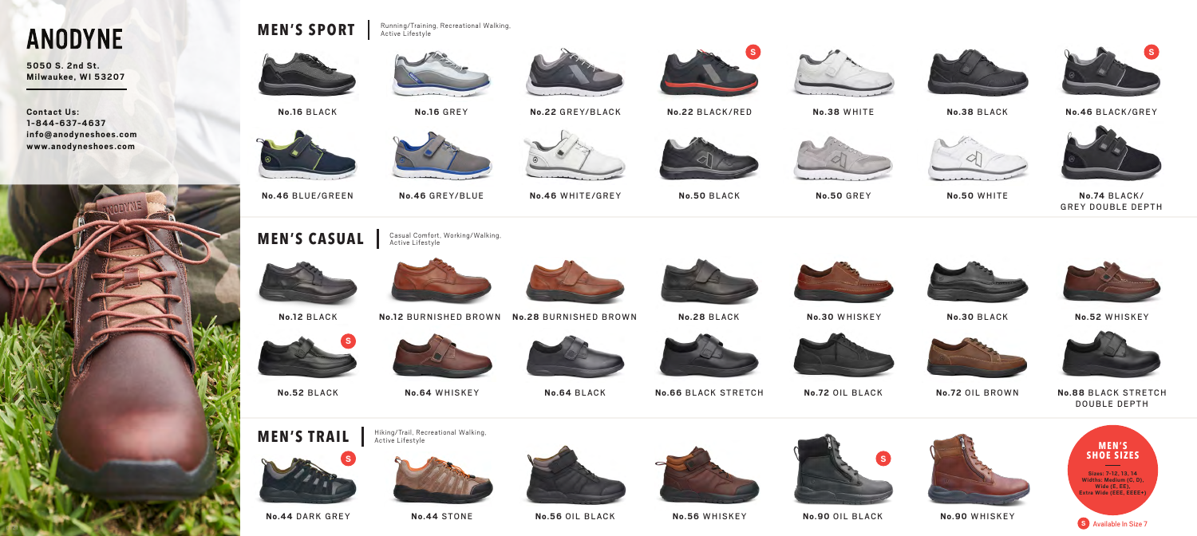# ANODYNE

**5050 S. 2nd St.**
**Milwaukee, WI 53207**

**Contact Us:**
**1-844-637-4637**
**info@anodyneshoes.com**
**www.anodyneshoes.com**

## MEN'S SPORT

Running/Training, Recreational Walking, Active Lifestyle

- **No.16** BLACK
- **No.16** GREY
- **No.22** GREY/BLACK
- **No.22** BLACK/RED (S)
- **No.38** WHITE
- **No.38** BLACK
- **No.46** BLACK/GREY (S)
- **No.46** BLUE/GREEN
- **No.46** GREY/BLUE
- **No.46** WHITE/GREY
- **No.50** BLACK
- **No.50** GREY
- **No.50** WHITE
- **No.74** BLACK/GREY DOUBLE DEPTH

## MEN'S CASUAL

Casual Comfort, Working/Walking, Active Lifestyle

- **No.12** BLACK
- **No.12** BURNISHED BROWN
- **No.28** BURNISHED BROWN
- **No.28** BLACK
- **No.30** WHISKEY
- **No.30** BLACK
- **No.52** WHISKEY
- **No.52** BLACK (S)
- **No.64** WHISKEY
- **No.64** BLACK
- **No.66** BLACK STRETCH
- **No.72** OIL BLACK
- **No.72** OIL BROWN
- **No.88** BLACK STRETCH DOUBLE DEPTH

## MEN'S TRAIL

Hiking/Trail, Recreational Walking, Active Lifestyle

- **No.44** DARK GREY (S)
- **No.44** STONE
- **No.56** OIL BLACK
- **No.56** WHISKEY
- **No.90** OIL BLACK (S)
- **No.90** WHISKEY

### MEN'S SHOE SIZES

Sizes: 7-12, 13, 14
Widths: Medium (C, D), Wide (E, EE), Extra Wide (EEE, EEEE+)

S Available In Size 7